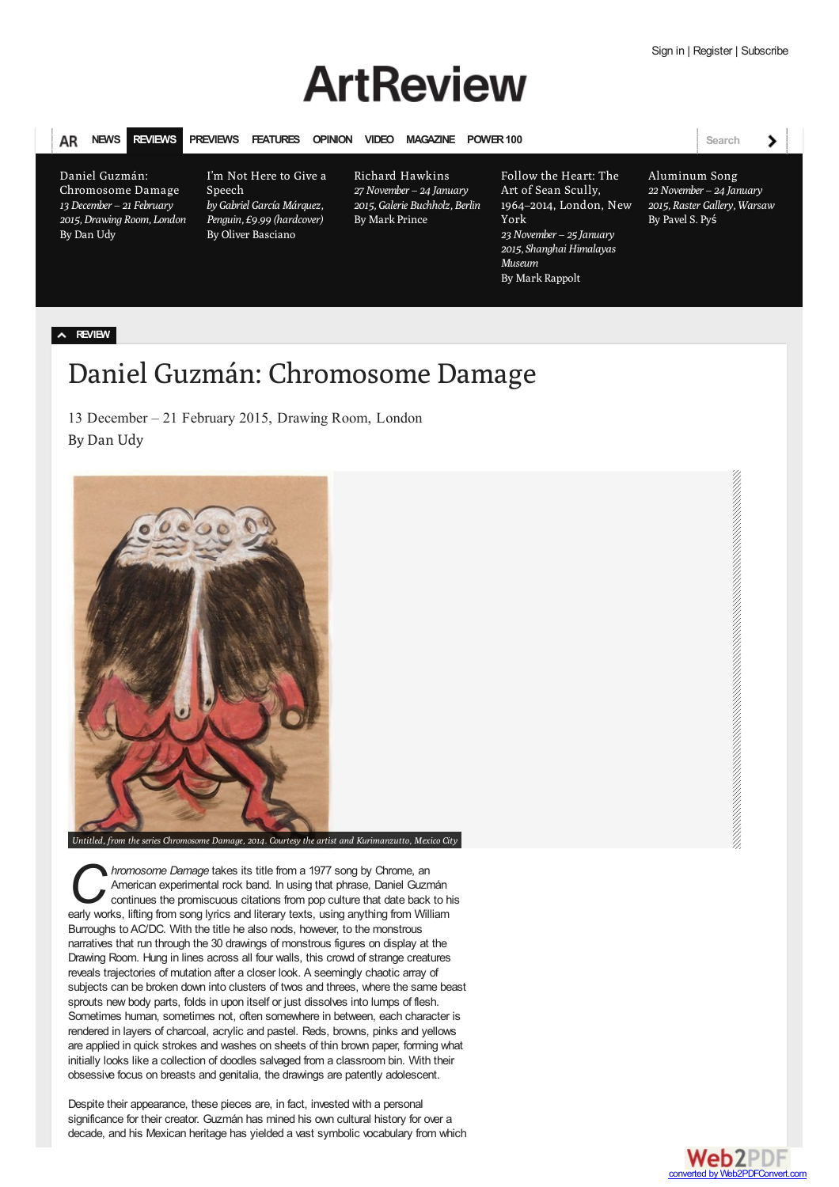# Daniel Guzmán: Chromosome Damage

13 December – 21 February 2015, Drawing Room, London

By Dan Udy

*Untitled, from the series Chromosome Damage, 2014. Courtesy the artist and Kurimanzutto, Mexico City*

*Chromosome Damage* takes its title from a 1977 song by Chrome, an American experimental rock band. In using that phrase, Daniel Guzmán continues the promiscuous citations from pop culture that date back to his early works, lifting from song lyrics and literary texts, using anything from William Burroughs to AC/DC. With the title he also nods, however, to the monstrous narratives that run through the 30 drawings of monstrous figures on display at the Drawing Room. Hung in lines across all four walls, this crowd of strange creatures reveals trajectories of mutation after a closer look. A seemingly chaotic array of subjects can be broken down into clusters of twos and threes, where the same beast sprouts new body parts, folds in upon itself or just dissolves into lumps of flesh. Sometimes human, sometimes not, often somewhere in between, each character is rendered in layers of charcoal, acrylic and pastel. Reds, browns, pinks and yellows are applied in quick strokes and washes on sheets of thin brown paper, forming what initially looks like a collection of doodles salvaged from a classroom bin. With their obsessive focus on breasts and genitalia, the drawings are patently adolescent.

Despite their appearance, these pieces are, in fact, invested with a personal significance for their creator. Guzmán has mined his own cultural history for over a decade, and his Mexican heritage has yielded a vast symbolic vocabulary from which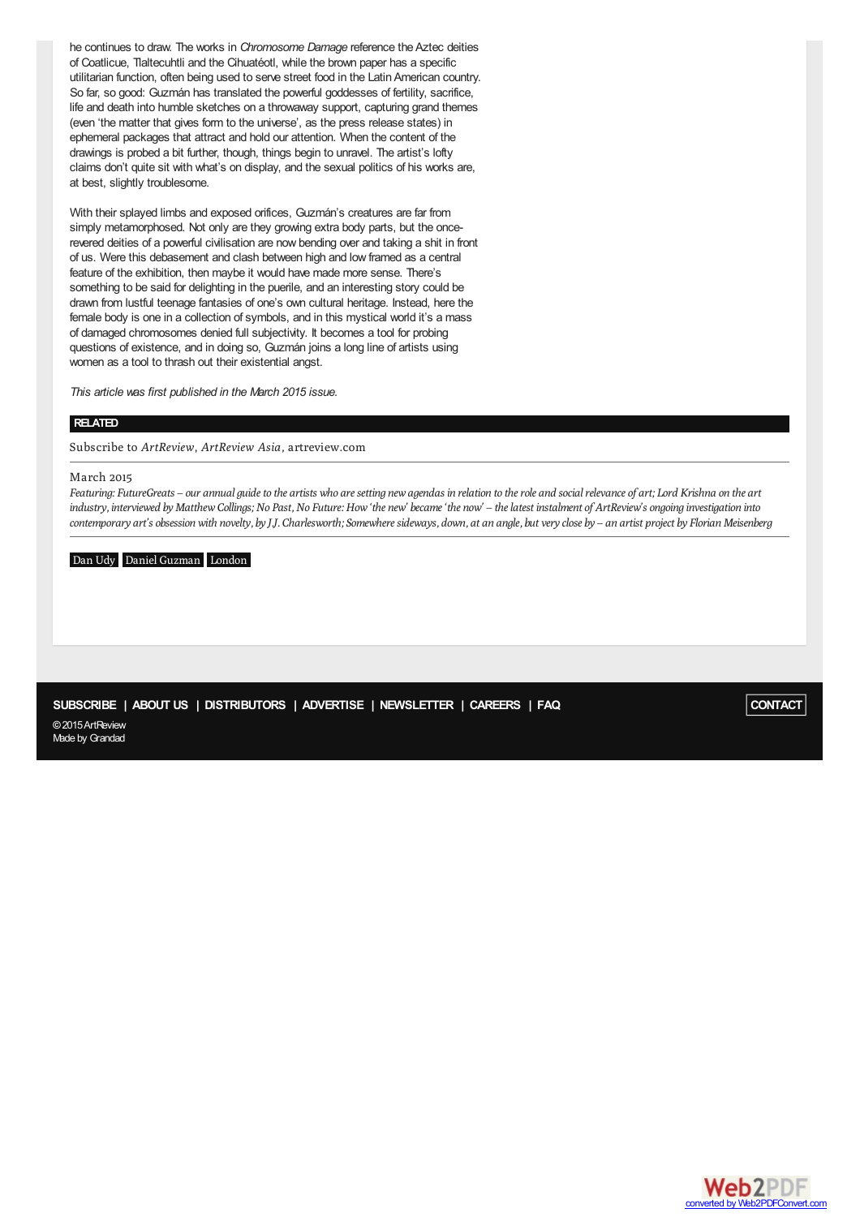he continues to draw. The works in *Chromosome Damage* reference the Aztec deities of Coatlicue, Tlaltecuhtli and the Cihuatéotl, while the brown paper has a specific utilitarian function, often being used to serve street food in the Latin American country. So far, so good: Guzmán has translated the powerful goddesses of fertility, sacrifice, life and death into humble sketches on a throwaway support, capturing grand themes (even 'the matter that gives form to the universe', as the press release states) in ephemeral packages that attract and hold our attention. When the content of the drawings is probed a bit further, though, things begin to unravel. The artist's lofty claims don't quite sit with what's on display, and the sexual politics of his works are, at best, slightly troublesome.

With their splayed limbs and exposed orifices, Guzmán's creatures are far from simply metamorphosed. Not only are they growing extra body parts, but the once-revered deities of a powerful civilisation are now bending over and taking a shit in front of us. Were this debasement and clash between high and low framed as a central feature of the exhibition, then maybe it would have made more sense. There's something to be said for delighting in the puerile, and an interesting story could be drawn from lustful teenage fantasies of one's own cultural heritage. Instead, here the female body is one in a collection of symbols, and in this mystical world it's a mass of damaged chromosomes denied full subjectivity. It becomes a tool for probing questions of existence, and in doing so, Guzmán joins a long line of artists using women as a tool to thrash out their existential angst.

*This article was first published in the March 2015 issue.*

**RELATED**

Subscribe to *ArtReview*, *ArtReview Asia*, artreview.com

March 2015

*Featuring: FutureGreats – our annual guide to the artists who are setting new agendas in relation to the role and social relevance of art; Lord Krishna on the art industry, interviewed by Matthew Collings; No Past, No Future: How 'the new' became 'the now' – the latest instalment of ArtReview's ongoing investigation into contemporary art's obsession with novelty, by J.J. Charlesworth; Somewhere sideways, down, at an angle, but very close by – an artist project by Florian Meisenberg*

Dan Udy | Daniel Guzman | London

SUBSCRIBE | ABOUT US | DISTRIBUTORS | ADVERTISE | NEWSLETTER | CAREERS | FAQ | CONTACT

© 2015 ArtReview
Made by Grandad